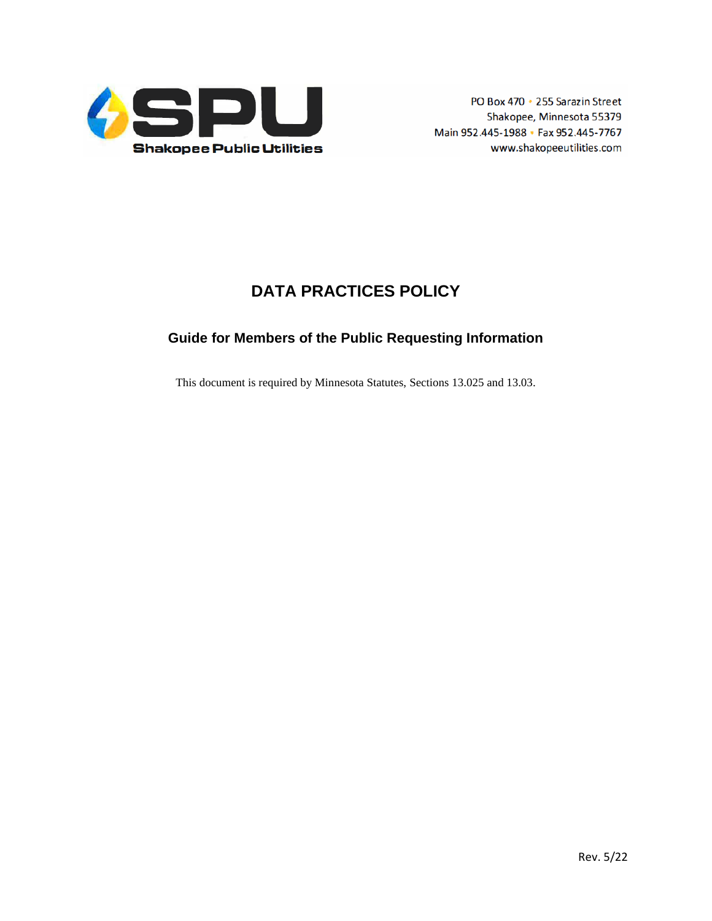Shakopee Public Utilities

PO Box 470 • 255 Sarazin Street
Shakopee, Minnesota 55379
Main 952.445-1988 • Fax 952.445-7767
www.shakopeeutilities.com

# DATA PRACTICES POLICY

## Guide for Members of the Public Requesting Information

This document is required by Minnesota Statutes, Sections 13.025 and 13.03.

Rev. 5/22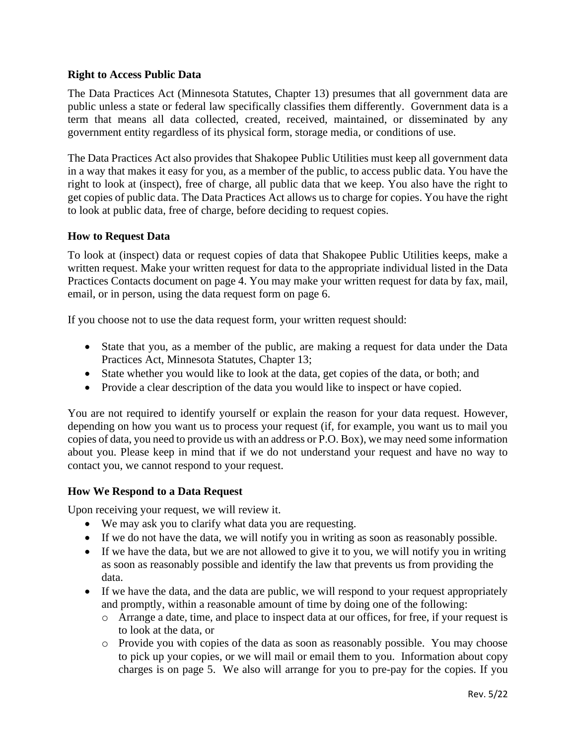## Right to Access Public Data

The Data Practices Act (Minnesota Statutes, Chapter 13) presumes that all government data are public unless a state or federal law specifically classifies them differently. Government data is a term that means all data collected, created, received, maintained, or disseminated by any government entity regardless of its physical form, storage media, or conditions of use.

The Data Practices Act also provides that Shakopee Public Utilities must keep all government data in a way that makes it easy for you, as a member of the public, to access public data. You have the right to look at (inspect), free of charge, all public data that we keep. You also have the right to get copies of public data. The Data Practices Act allows us to charge for copies. You have the right to look at public data, free of charge, before deciding to request copies.

## How to Request Data

To look at (inspect) data or request copies of data that Shakopee Public Utilities keeps, make a written request. Make your written request for data to the appropriate individual listed in the Data Practices Contacts document on page 4. You may make your written request for data by fax, mail, email, or in person, using the data request form on page 6.

If you choose not to use the data request form, your written request should:

- State that you, as a member of the public, are making a request for data under the Data Practices Act, Minnesota Statutes, Chapter 13;
- State whether you would like to look at the data, get copies of the data, or both; and
- Provide a clear description of the data you would like to inspect or have copied.

You are not required to identify yourself or explain the reason for your data request. However, depending on how you want us to process your request (if, for example, you want us to mail you copies of data, you need to provide us with an address or P.O. Box), we may need some information about you. Please keep in mind that if we do not understand your request and have no way to contact you, we cannot respond to your request.

## How We Respond to a Data Request

Upon receiving your request, we will review it.

- We may ask you to clarify what data you are requesting.
- If we do not have the data, we will notify you in writing as soon as reasonably possible.
- If we have the data, but we are not allowed to give it to you, we will notify you in writing as soon as reasonably possible and identify the law that prevents us from providing the data.
- If we have the data, and the data are public, we will respond to your request appropriately and promptly, within a reasonable amount of time by doing one of the following:
  - Arrange a date, time, and place to inspect data at our offices, for free, if your request is to look at the data, or
  - Provide you with copies of the data as soon as reasonably possible. You may choose to pick up your copies, or we will mail or email them to you. Information about copy charges is on page 5. We also will arrange for you to pre-pay for the copies. If you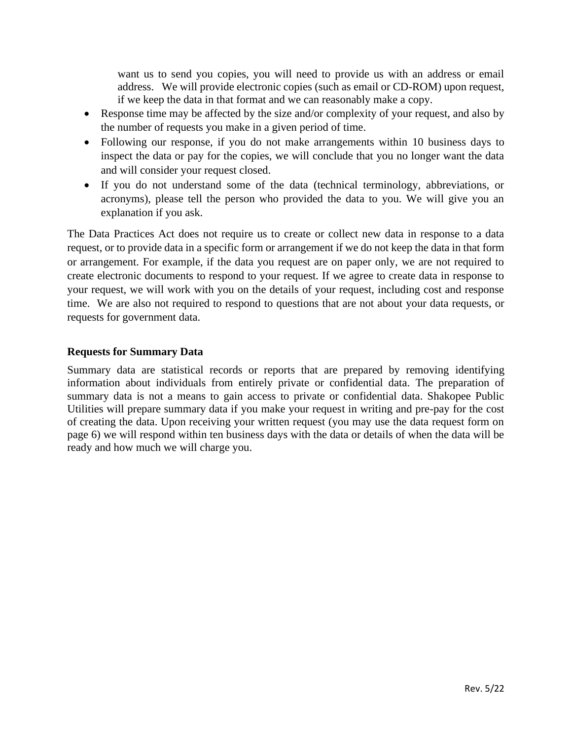want us to send you copies, you will need to provide us with an address or email address. We will provide electronic copies (such as email or CD-ROM) upon request, if we keep the data in that format and we can reasonably make a copy.

- Response time may be affected by the size and/or complexity of your request, and also by the number of requests you make in a given period of time.
- Following our response, if you do not make arrangements within 10 business days to inspect the data or pay for the copies, we will conclude that you no longer want the data and will consider your request closed.
- If you do not understand some of the data (technical terminology, abbreviations, or acronyms), please tell the person who provided the data to you. We will give you an explanation if you ask.

The Data Practices Act does not require us to create or collect new data in response to a data request, or to provide data in a specific form or arrangement if we do not keep the data in that form or arrangement. For example, if the data you request are on paper only, we are not required to create electronic documents to respond to your request. If we agree to create data in response to your request, we will work with you on the details of your request, including cost and response time. We are also not required to respond to questions that are not about your data requests, or requests for government data.

**Requests for Summary Data**

Summary data are statistical records or reports that are prepared by removing identifying information about individuals from entirely private or confidential data. The preparation of summary data is not a means to gain access to private or confidential data. Shakopee Public Utilities will prepare summary data if you make your request in writing and pre-pay for the cost of creating the data. Upon receiving your written request (you may use the data request form on page 6) we will respond within ten business days with the data or details of when the data will be ready and how much we will charge you.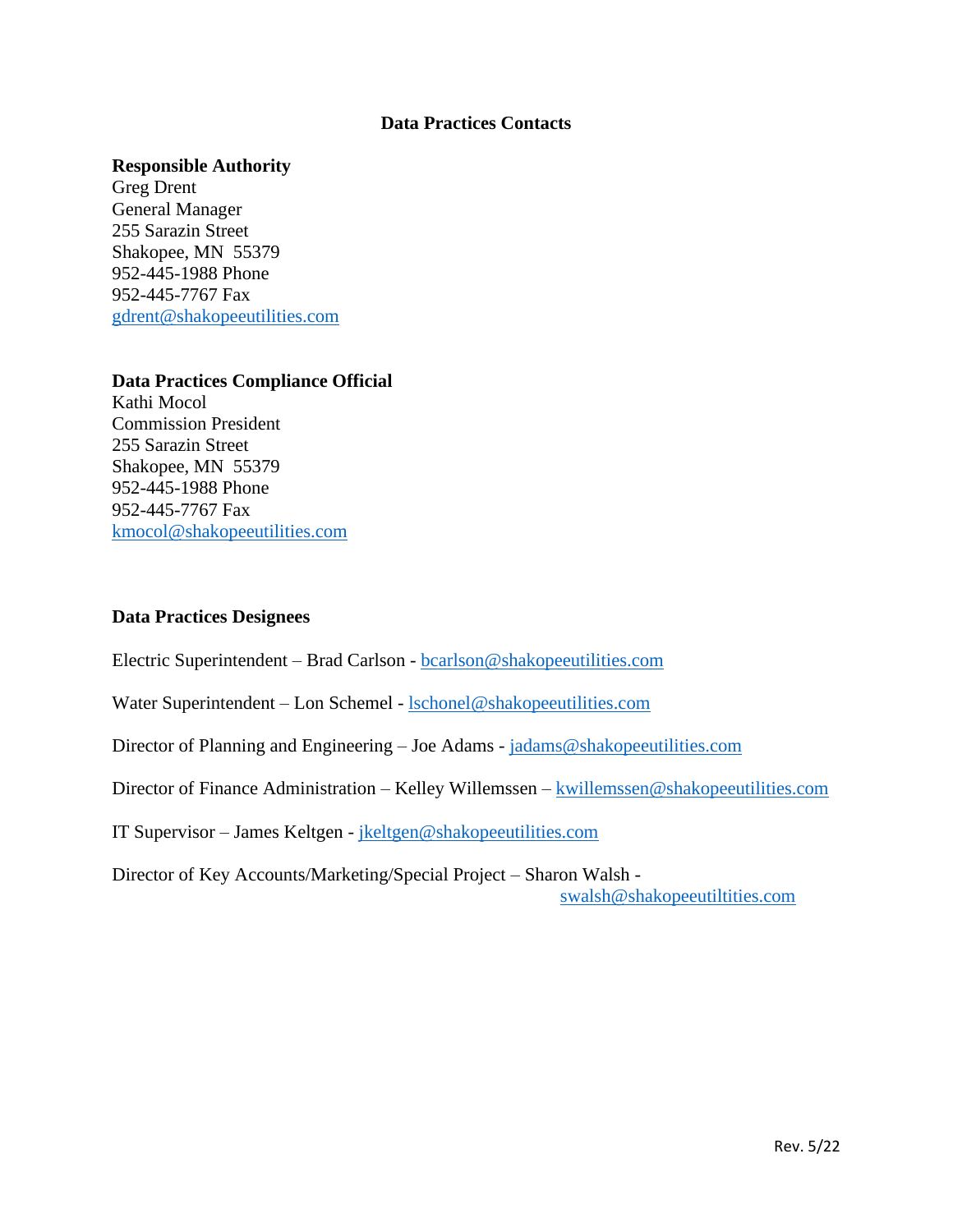## Data Practices Contacts

**Responsible Authority**
Greg Drent
General Manager
255 Sarazin Street
Shakopee, MN 55379
952-445-1988 Phone
952-445-7767 Fax
gdrent@shakopeeutilities.com

**Data Practices Compliance Official**
Kathi Mocol
Commission President
255 Sarazin Street
Shakopee, MN 55379
952-445-1988 Phone
952-445-7767 Fax
kmocol@shakopeeutilities.com

**Data Practices Designees**

Electric Superintendent – Brad Carlson - bcarlson@shakopeeutilities.com

Water Superintendent – Lon Schemel - lschonel@shakopeeutilities.com

Director of Planning and Engineering – Joe Adams - jadams@shakopeeutilities.com

Director of Finance Administration – Kelley Willemssen – kwillemssen@shakopeeutilities.com

IT Supervisor – James Keltgen - jkeltgen@shakopeeutilities.com

Director of Key Accounts/Marketing/Special Project – Sharon Walsh - swalsh@shakopeeutiltities.com

Rev. 5/22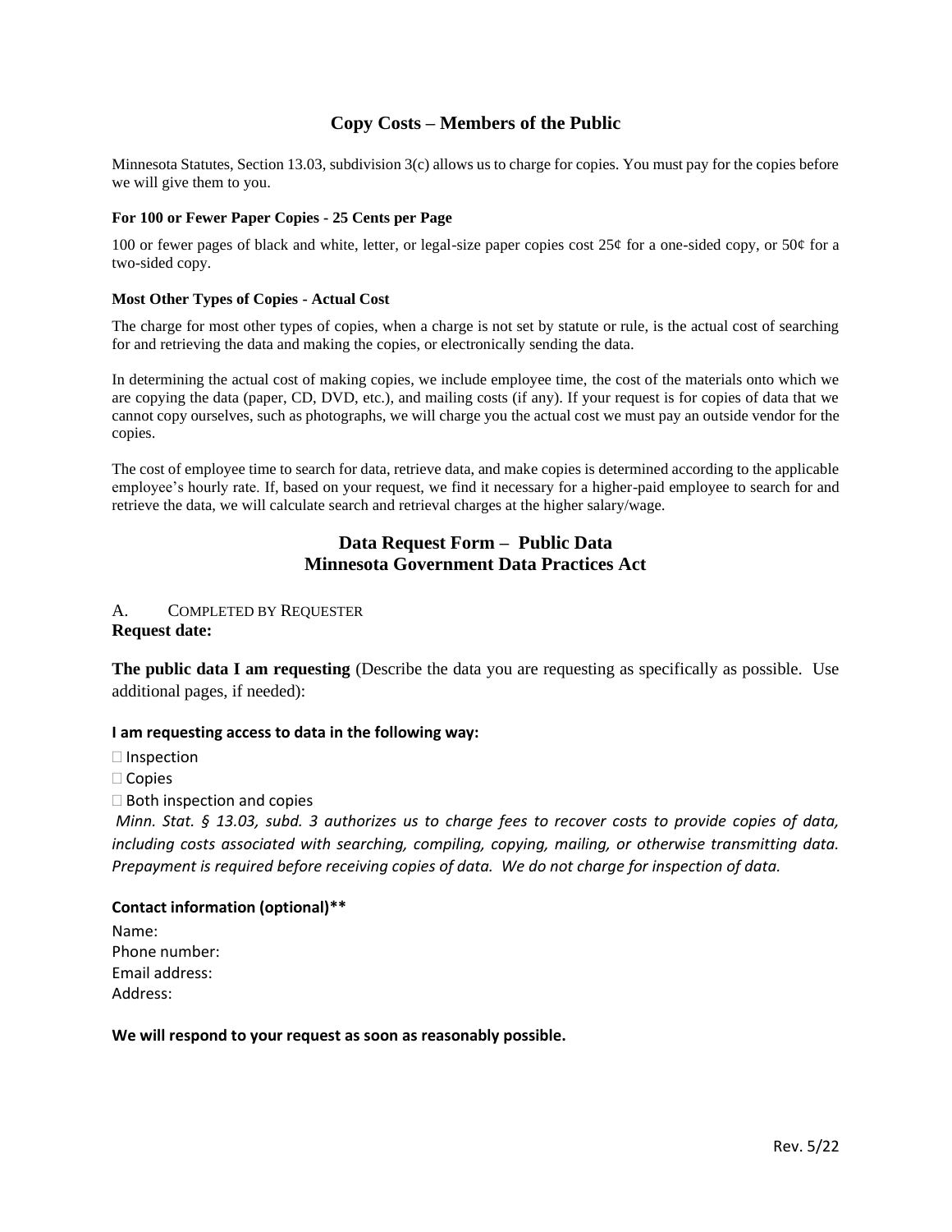## Copy Costs – Members of the Public

Minnesota Statutes, Section 13.03, subdivision 3(c) allows us to charge for copies. You must pay for the copies before we will give them to you.

**For 100 or Fewer Paper Copies - 25 Cents per Page**

100 or fewer pages of black and white, letter, or legal-size paper copies cost 25¢ for a one-sided copy, or 50¢ for a two-sided copy.

**Most Other Types of Copies - Actual Cost**

The charge for most other types of copies, when a charge is not set by statute or rule, is the actual cost of searching for and retrieving the data and making the copies, or electronically sending the data.

In determining the actual cost of making copies, we include employee time, the cost of the materials onto which we are copying the data (paper, CD, DVD, etc.), and mailing costs (if any). If your request is for copies of data that we cannot copy ourselves, such as photographs, we will charge you the actual cost we must pay an outside vendor for the copies.

The cost of employee time to search for data, retrieve data, and make copies is determined according to the applicable employee's hourly rate. If, based on your request, we find it necessary for a higher-paid employee to search for and retrieve the data, we will calculate search and retrieval charges at the higher salary/wage.

## Data Request Form – Public Data
## Minnesota Government Data Practices Act

A. COMPLETED BY REQUESTER

**Request date:**

**The public data I am requesting** (Describe the data you are requesting as specifically as possible. Use additional pages, if needed):

**I am requesting access to data in the following way:**

☐ Inspection

☐ Copies

☐ Both inspection and copies

*Minn. Stat. § 13.03, subd. 3 authorizes us to charge fees to recover costs to provide copies of data, including costs associated with searching, compiling, copying, mailing, or otherwise transmitting data. Prepayment is required before receiving copies of data. We do not charge for inspection of data.*

**Contact information (optional)\*\***

Name:

Phone number:

Email address:

Address:

**We will respond to your request as soon as reasonably possible.**

Rev. 5/22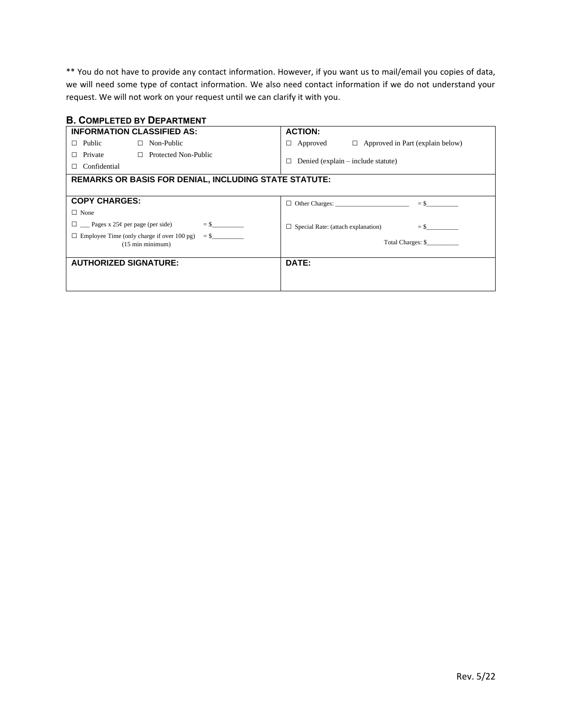** You do not have to provide any contact information. However, if you want us to mail/email you copies of data, we will need some type of contact information. We also need contact information if we do not understand your request. We will not work on your request until we can clarify it with you.

## B. Completed by Department

| **INFORMATION CLASSIFIED AS:** | **ACTION:** |
|---|---|
| ☐ Public ☐ Non-Public<br>☐ Private ☐ Protected Non-Public<br>☐ Confidential | ☐ Approved ☐ Approved in Part (explain below)<br>☐ Denied (explain – include statute) |
| **REMARKS OR BASIS FOR DENIAL, INCLUDING STATE STATUTE:** | |
| **COPY CHARGES:**<br>☐ None<br>☐ ___ Pages x 25¢ per page (per side) = $_________<br>☐ Employee Time (only charge if over 100 pg) (15 min minimum) = $_________ | ☐ Other Charges: ______________________ = $_________<br>☐ Special Rate: (attach explanation) = $_________<br>Total Charges: $_________ |
| **AUTHORIZED SIGNATURE:** | **DATE:** |

Rev. 5/22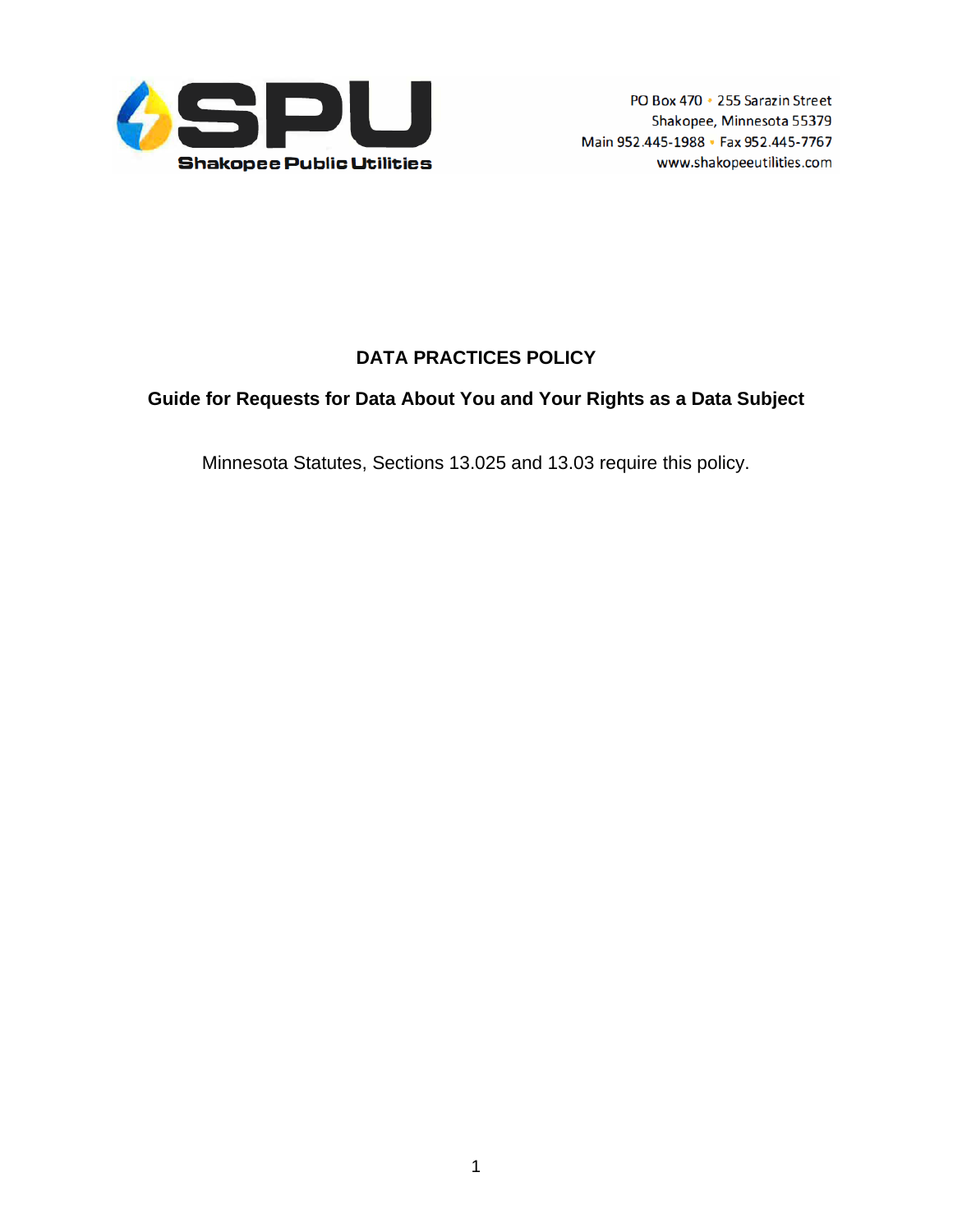**Shakopee Public Utilities**

PO Box 470 • 255 Sarazin Street
Shakopee, Minnesota 55379
Main 952.445-1988 • Fax 952.445-7767
www.shakopeeutilities.com

# DATA PRACTICES POLICY

## Guide for Requests for Data About You and Your Rights as a Data Subject

Minnesota Statutes, Sections 13.025 and 13.03 require this policy.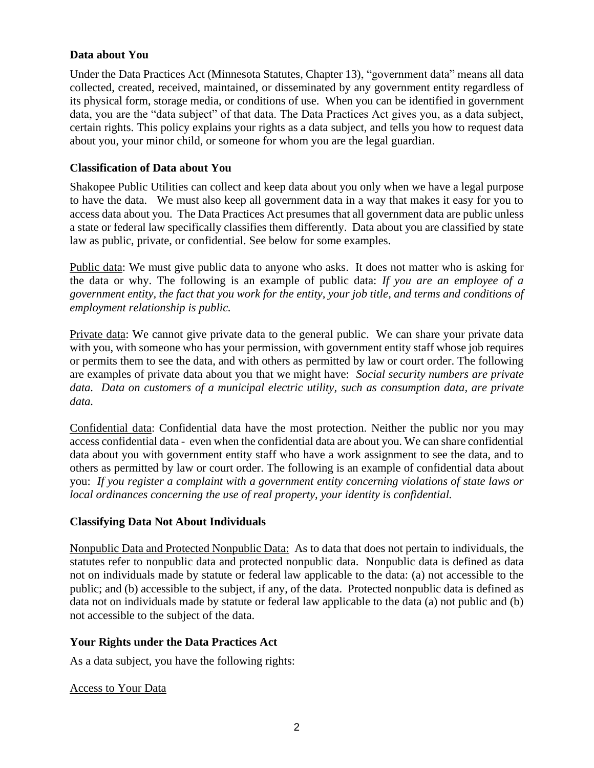### Data about You

Under the Data Practices Act (Minnesota Statutes, Chapter 13), "government data" means all data collected, created, received, maintained, or disseminated by any government entity regardless of its physical form, storage media, or conditions of use. When you can be identified in government data, you are the "data subject" of that data. The Data Practices Act gives you, as a data subject, certain rights. This policy explains your rights as a data subject, and tells you how to request data about you, your minor child, or someone for whom you are the legal guardian.

### Classification of Data about You

Shakopee Public Utilities can collect and keep data about you only when we have a legal purpose to have the data. We must also keep all government data in a way that makes it easy for you to access data about you. The Data Practices Act presumes that all government data are public unless a state or federal law specifically classifies them differently. Data about you are classified by state law as public, private, or confidential. See below for some examples.

<u>Public data</u>: We must give public data to anyone who asks. It does not matter who is asking for the data or why. The following is an example of public data: *If you are an employee of a government entity, the fact that you work for the entity, your job title, and terms and conditions of employment relationship is public.*

<u>Private data</u>: We cannot give private data to the general public. We can share your private data with you, with someone who has your permission, with government entity staff whose job requires or permits them to see the data, and with others as permitted by law or court order. The following are examples of private data about you that we might have: *Social security numbers are private data. Data on customers of a municipal electric utility, such as consumption data, are private data.*

<u>Confidential data</u>: Confidential data have the most protection. Neither the public nor you may access confidential data - even when the confidential data are about you. We can share confidential data about you with government entity staff who have a work assignment to see the data, and to others as permitted by law or court order. The following is an example of confidential data about you: *If you register a complaint with a government entity concerning violations of state laws or local ordinances concerning the use of real property, your identity is confidential.*

### Classifying Data Not About Individuals

<u>Nonpublic Data and Protected Nonpublic Data:</u> As to data that does not pertain to individuals, the statutes refer to nonpublic data and protected nonpublic data. Nonpublic data is defined as data not on individuals made by statute or federal law applicable to the data: (a) not accessible to the public; and (b) accessible to the subject, if any, of the data. Protected nonpublic data is defined as data not on individuals made by statute or federal law applicable to the data (a) not public and (b) not accessible to the subject of the data.

### Your Rights under the Data Practices Act

As a data subject, you have the following rights:

<u>Access to Your Data</u>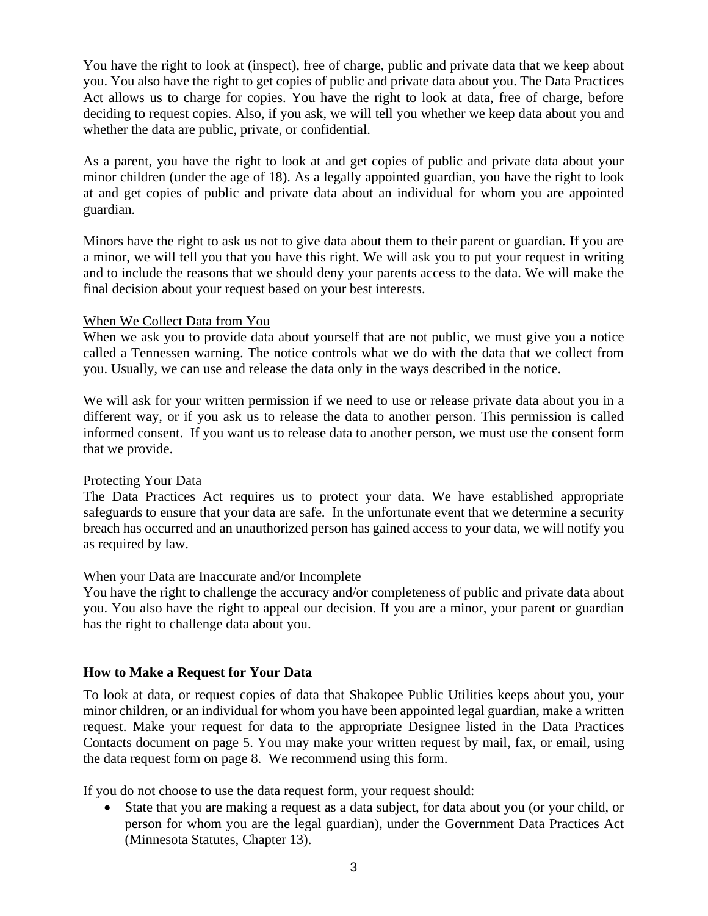You have the right to look at (inspect), free of charge, public and private data that we keep about you. You also have the right to get copies of public and private data about you. The Data Practices Act allows us to charge for copies. You have the right to look at data, free of charge, before deciding to request copies. Also, if you ask, we will tell you whether we keep data about you and whether the data are public, private, or confidential.

As a parent, you have the right to look at and get copies of public and private data about your minor children (under the age of 18). As a legally appointed guardian, you have the right to look at and get copies of public and private data about an individual for whom you are appointed guardian.

Minors have the right to ask us not to give data about them to their parent or guardian. If you are a minor, we will tell you that you have this right. We will ask you to put your request in writing and to include the reasons that we should deny your parents access to the data. We will make the final decision about your request based on your best interests.

When We Collect Data from You

When we ask you to provide data about yourself that are not public, we must give you a notice called a Tennessen warning. The notice controls what we do with the data that we collect from you. Usually, we can use and release the data only in the ways described in the notice.

We will ask for your written permission if we need to use or release private data about you in a different way, or if you ask us to release the data to another person. This permission is called informed consent. If you want us to release data to another person, we must use the consent form that we provide.

Protecting Your Data

The Data Practices Act requires us to protect your data. We have established appropriate safeguards to ensure that your data are safe. In the unfortunate event that we determine a security breach has occurred and an unauthorized person has gained access to your data, we will notify you as required by law.

When your Data are Inaccurate and/or Incomplete

You have the right to challenge the accuracy and/or completeness of public and private data about you. You also have the right to appeal our decision. If you are a minor, your parent or guardian has the right to challenge data about you.

**How to Make a Request for Your Data**

To look at data, or request copies of data that Shakopee Public Utilities keeps about you, your minor children, or an individual for whom you have been appointed legal guardian, make a written request. Make your request for data to the appropriate Designee listed in the Data Practices Contacts document on page 5. You may make your written request by mail, fax, or email, using the data request form on page 8. We recommend using this form.

If you do not choose to use the data request form, your request should:

- State that you are making a request as a data subject, for data about you (or your child, or person for whom you are the legal guardian), under the Government Data Practices Act (Minnesota Statutes, Chapter 13).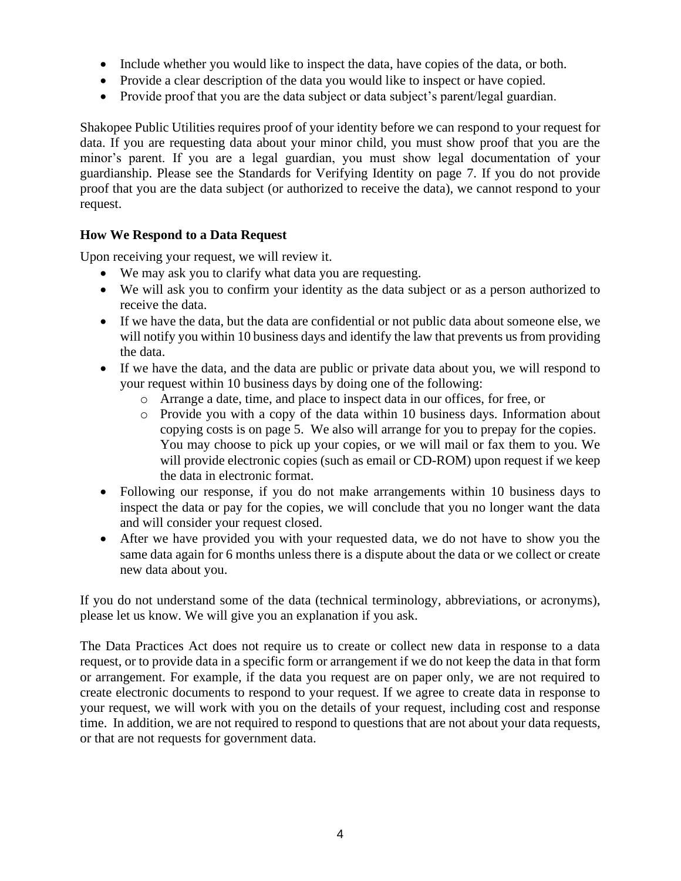- Include whether you would like to inspect the data, have copies of the data, or both.
- Provide a clear description of the data you would like to inspect or have copied.
- Provide proof that you are the data subject or data subject's parent/legal guardian.

Shakopee Public Utilities requires proof of your identity before we can respond to your request for data. If you are requesting data about your minor child, you must show proof that you are the minor's parent. If you are a legal guardian, you must show legal documentation of your guardianship. Please see the Standards for Verifying Identity on page 7. If you do not provide proof that you are the data subject (or authorized to receive the data), we cannot respond to your request.

### How We Respond to a Data Request

Upon receiving your request, we will review it.

- We may ask you to clarify what data you are requesting.
- We will ask you to confirm your identity as the data subject or as a person authorized to receive the data.
- If we have the data, but the data are confidential or not public data about someone else, we will notify you within 10 business days and identify the law that prevents us from providing the data.
- If we have the data, and the data are public or private data about you, we will respond to your request within 10 business days by doing one of the following:
    - Arrange a date, time, and place to inspect data in our offices, for free, or
    - Provide you with a copy of the data within 10 business days. Information about copying costs is on page 5. We also will arrange for you to prepay for the copies. You may choose to pick up your copies, or we will mail or fax them to you. We will provide electronic copies (such as email or CD-ROM) upon request if we keep the data in electronic format.
- Following our response, if you do not make arrangements within 10 business days to inspect the data or pay for the copies, we will conclude that you no longer want the data and will consider your request closed.
- After we have provided you with your requested data, we do not have to show you the same data again for 6 months unless there is a dispute about the data or we collect or create new data about you.

If you do not understand some of the data (technical terminology, abbreviations, or acronyms), please let us know. We will give you an explanation if you ask.

The Data Practices Act does not require us to create or collect new data in response to a data request, or to provide data in a specific form or arrangement if we do not keep the data in that form or arrangement. For example, if the data you request are on paper only, we are not required to create electronic documents to respond to your request. If we agree to create data in response to your request, we will work with you on the details of your request, including cost and response time. In addition, we are not required to respond to questions that are not about your data requests, or that are not requests for government data.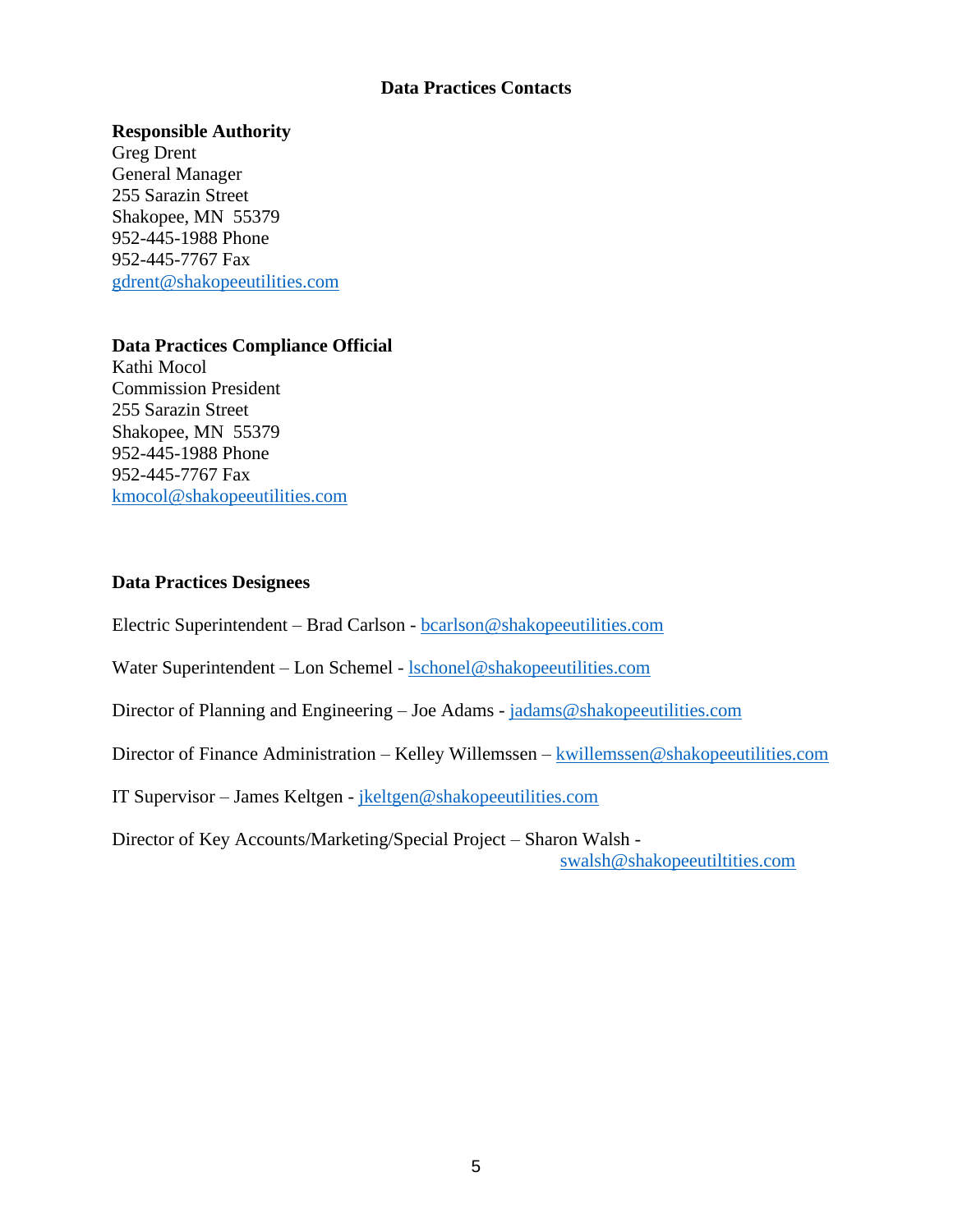## Data Practices Contacts

**Responsible Authority**
Greg Drent
General Manager
255 Sarazin Street
Shakopee, MN 55379
952-445-1988 Phone
952-445-7767 Fax
gdrent@shakopeeutilities.com

**Data Practices Compliance Official**
Kathi Mocol
Commission President
255 Sarazin Street
Shakopee, MN 55379
952-445-1988 Phone
952-445-7767 Fax
kmocol@shakopeeutilities.com

**Data Practices Designees**

Electric Superintendent – Brad Carlson - bcarlson@shakopeeutilities.com

Water Superintendent – Lon Schemel - lschonel@shakopeeutilities.com

Director of Planning and Engineering – Joe Adams - jadams@shakopeeutilities.com

Director of Finance Administration – Kelley Willemssen – kwillemssen@shakopeeutilities.com

IT Supervisor – James Keltgen - jkeltgen@shakopeeutilities.com

Director of Key Accounts/Marketing/Special Project – Sharon Walsh - swalsh@shakopeeutiltities.com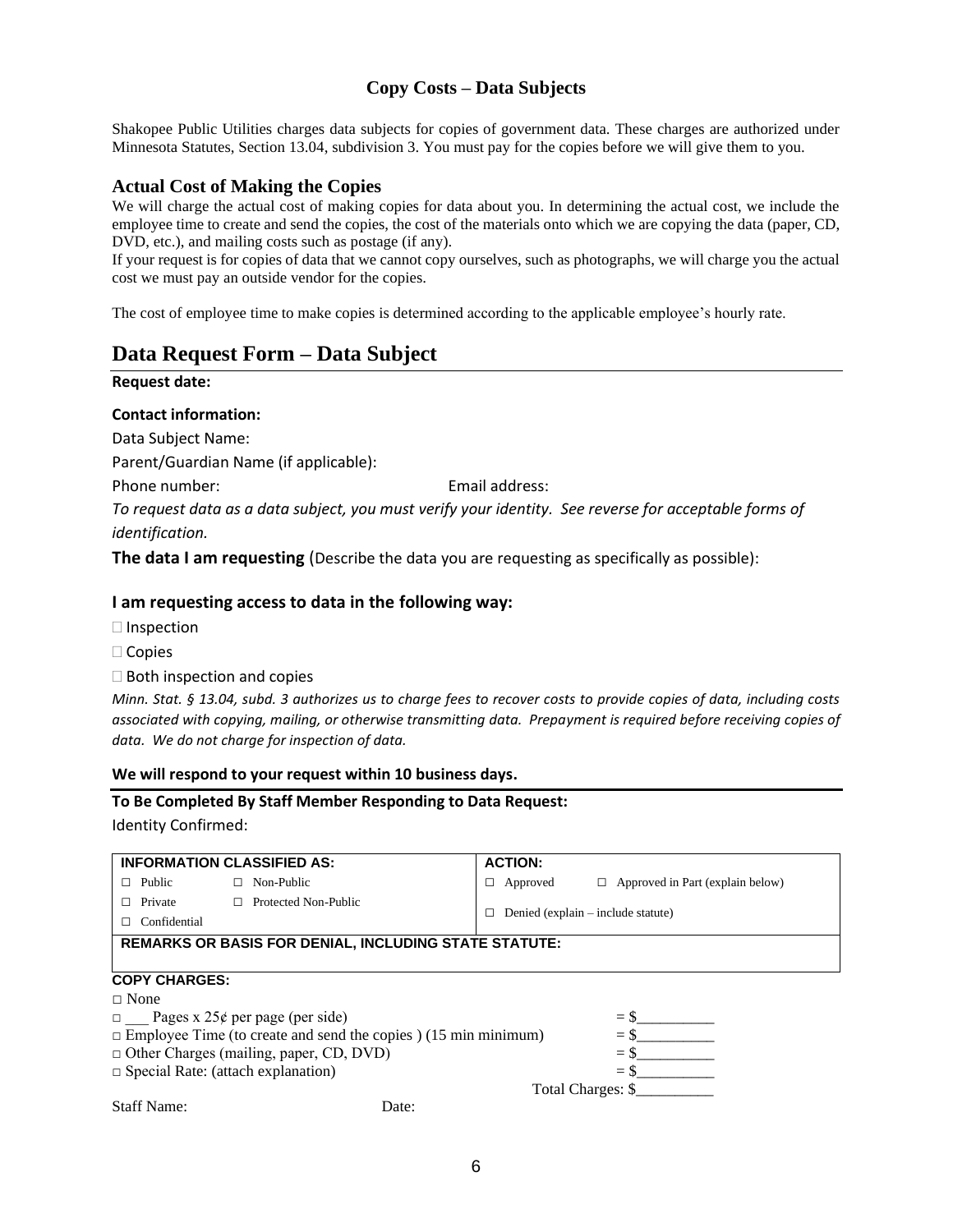## Copy Costs – Data Subjects

Shakopee Public Utilities charges data subjects for copies of government data. These charges are authorized under Minnesota Statutes, Section 13.04, subdivision 3. You must pay for the copies before we will give them to you.

### Actual Cost of Making the Copies

We will charge the actual cost of making copies for data about you. In determining the actual cost, we include the employee time to create and send the copies, the cost of the materials onto which we are copying the data (paper, CD, DVD, etc.), and mailing costs such as postage (if any).

If your request is for copies of data that we cannot copy ourselves, such as photographs, we will charge you the actual cost we must pay an outside vendor for the copies.

The cost of employee time to make copies is determined according to the applicable employee's hourly rate.

# Data Request Form – Data Subject

**Request date:**

**Contact information:**

Data Subject Name:

Parent/Guardian Name (if applicable):

Phone number: Email address:

*To request data as a data subject, you must verify your identity. See reverse for acceptable forms of identification.*

**The data I am requesting** (Describe the data you are requesting as specifically as possible):

### I am requesting access to data in the following way:

☐ Inspection

☐ Copies

☐ Both inspection and copies

*Minn. Stat. § 13.04, subd. 3 authorizes us to charge fees to recover costs to provide copies of data, including costs associated with copying, mailing, or otherwise transmitting data. Prepayment is required before receiving copies of data. We do not charge for inspection of data.*

**We will respond to your request within 10 business days.**

**To Be Completed By Staff Member Responding to Data Request:**

Identity Confirmed:

| INFORMATION CLASSIFIED AS: | | ACTION: | |
|---|---|---|---|
| ☐ Public | ☐ Non-Public | ☐ Approved | ☐ Approved in Part (explain below) |
| ☐ Private | ☐ Protected Non-Public | ☐ Denied (explain – include statute) | |
| ☐ Confidential | | | |
| **REMARKS OR BASIS FOR DENIAL, INCLUDING STATE STATUTE:** | | | |

**COPY CHARGES:**

☐ None

☐ \_\_\_ Pages x 25¢ per page (per side) = $\_\_\_\_\_\_\_\_\_\_

☐ Employee Time (to create and send the copies ) (15 min minimum) = $\_\_\_\_\_\_\_\_\_\_

☐ Other Charges (mailing, paper, CD, DVD) = $\_\_\_\_\_\_\_\_\_\_

☐ Special Rate: (attach explanation) = $\_\_\_\_\_\_\_\_\_\_

Total Charges: $\_\_\_\_\_\_\_\_\_\_

Staff Name: Date: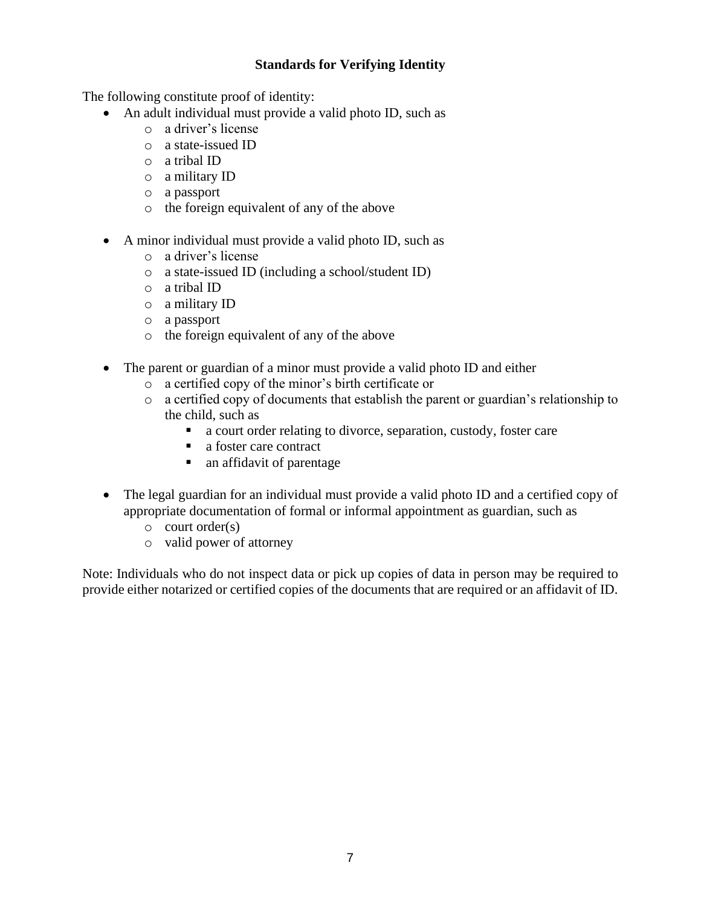**Standards for Verifying Identity**

The following constitute proof of identity:

- An adult individual must provide a valid photo ID, such as
  - a driver's license
  - a state-issued ID
  - a tribal ID
  - a military ID
  - a passport
  - the foreign equivalent of any of the above

- A minor individual must provide a valid photo ID, such as
  - a driver's license
  - a state-issued ID (including a school/student ID)
  - a tribal ID
  - a military ID
  - a passport
  - the foreign equivalent of any of the above

- The parent or guardian of a minor must provide a valid photo ID and either
  - a certified copy of the minor's birth certificate or
  - a certified copy of documents that establish the parent or guardian's relationship to the child, such as
    - a court order relating to divorce, separation, custody, foster care
    - a foster care contract
    - an affidavit of parentage

- The legal guardian for an individual must provide a valid photo ID and a certified copy of appropriate documentation of formal or informal appointment as guardian, such as
  - court order(s)
  - valid power of attorney

Note: Individuals who do not inspect data or pick up copies of data in person may be required to provide either notarized or certified copies of the documents that are required or an affidavit of ID.